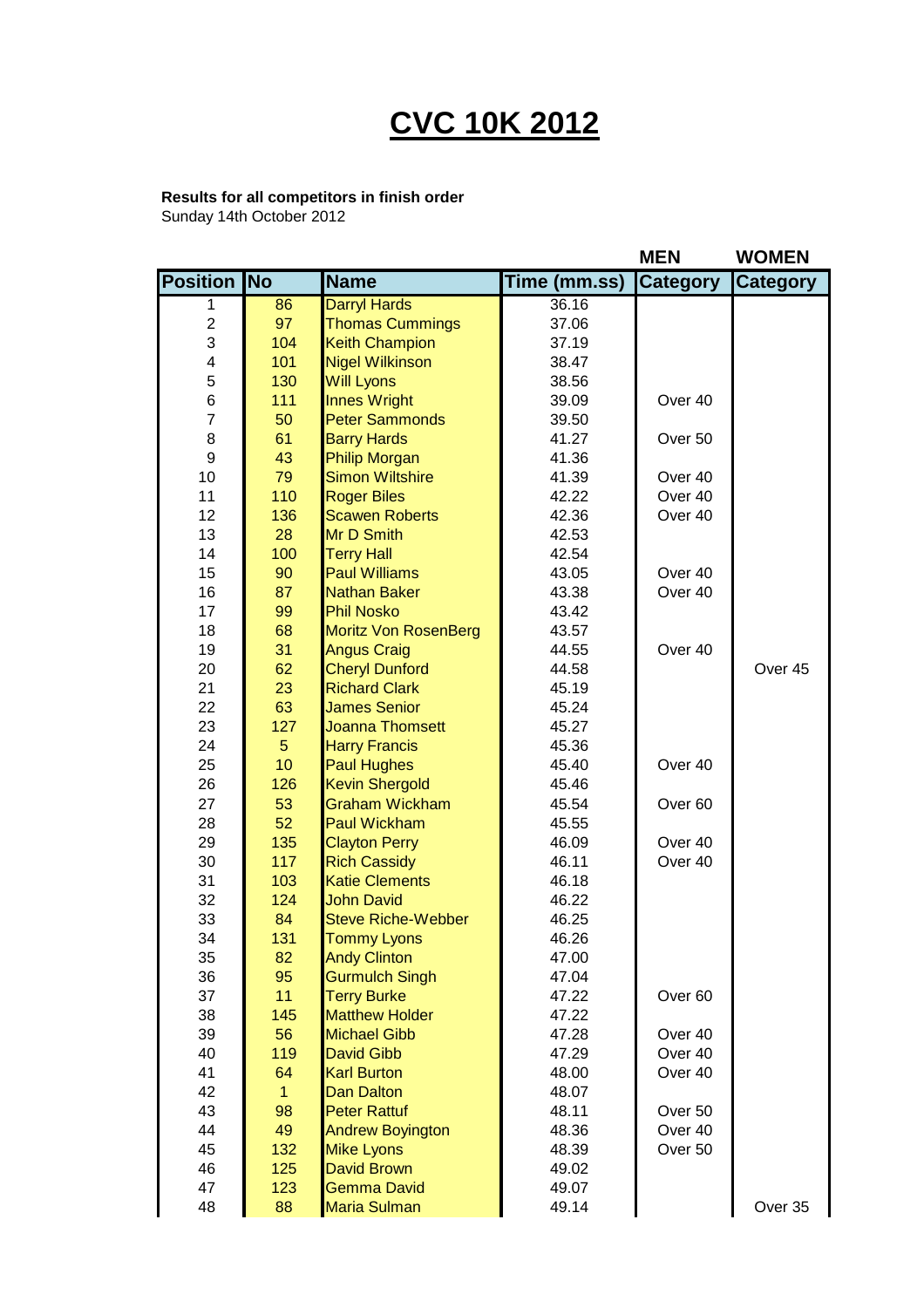# CVC 10K 2012

**Results for all competitors in finish order**
Sunday 14th October 2012

| | | | | MEN | WOMEN |
|---|---|---|---|---|---|
| **Position** | **No** | **Name** | **Time (mm.ss)** | **Category** | **Category** |
| 1 | 86 | Darryl Hards | 36.16 | | |
| 2 | 97 | Thomas Cummings | 37.06 | | |
| 3 | 104 | Keith Champion | 37.19 | | |
| 4 | 101 | Nigel Wilkinson | 38.47 | | |
| 5 | 130 | Will Lyons | 38.56 | | |
| 6 | 111 | Innes Wright | 39.09 | Over 40 | |
| 7 | 50 | Peter Sammonds | 39.50 | | |
| 8 | 61 | Barry Hards | 41.27 | Over 50 | |
| 9 | 43 | Philip Morgan | 41.36 | | |
| 10 | 79 | Simon Wiltshire | 41.39 | Over 40 | |
| 11 | 110 | Roger Biles | 42.22 | Over 40 | |
| 12 | 136 | Scawen Roberts | 42.36 | Over 40 | |
| 13 | 28 | Mr D Smith | 42.53 | | |
| 14 | 100 | Terry Hall | 42.54 | | |
| 15 | 90 | Paul Williams | 43.05 | Over 40 | |
| 16 | 87 | Nathan Baker | 43.38 | Over 40 | |
| 17 | 99 | Phil Nosko | 43.42 | | |
| 18 | 68 | Moritz Von RosenBerg | 43.57 | | |
| 19 | 31 | Angus Craig | 44.55 | Over 40 | |
| 20 | 62 | Cheryl Dunford | 44.58 | | Over 45 |
| 21 | 23 | Richard Clark | 45.19 | | |
| 22 | 63 | James Senior | 45.24 | | |
| 23 | 127 | Joanna Thomsett | 45.27 | | |
| 24 | 5 | Harry Francis | 45.36 | | |
| 25 | 10 | Paul Hughes | 45.40 | Over 40 | |
| 26 | 126 | Kevin Shergold | 45.46 | | |
| 27 | 53 | Graham Wickham | 45.54 | Over 60 | |
| 28 | 52 | Paul Wickham | 45.55 | | |
| 29 | 135 | Clayton Perry | 46.09 | Over 40 | |
| 30 | 117 | Rich Cassidy | 46.11 | Over 40 | |
| 31 | 103 | Katie Clements | 46.18 | | |
| 32 | 124 | John David | 46.22 | | |
| 33 | 84 | Steve Riche-Webber | 46.25 | | |
| 34 | 131 | Tommy Lyons | 46.26 | | |
| 35 | 82 | Andy Clinton | 47.00 | | |
| 36 | 95 | Gurmulch Singh | 47.04 | | |
| 37 | 11 | Terry Burke | 47.22 | Over 60 | |
| 38 | 145 | Matthew Holder | 47.22 | | |
| 39 | 56 | Michael Gibb | 47.28 | Over 40 | |
| 40 | 119 | David Gibb | 47.29 | Over 40 | |
| 41 | 64 | Karl Burton | 48.00 | Over 40 | |
| 42 | 1 | Dan Dalton | 48.07 | | |
| 43 | 98 | Peter Rattuf | 48.11 | Over 50 | |
| 44 | 49 | Andrew Boyington | 48.36 | Over 40 | |
| 45 | 132 | Mike Lyons | 48.39 | Over 50 | |
| 46 | 125 | David Brown | 49.02 | | |
| 47 | 123 | Gemma David | 49.07 | | |
| 48 | 88 | Maria Sulman | 49.14 | | Over 35 |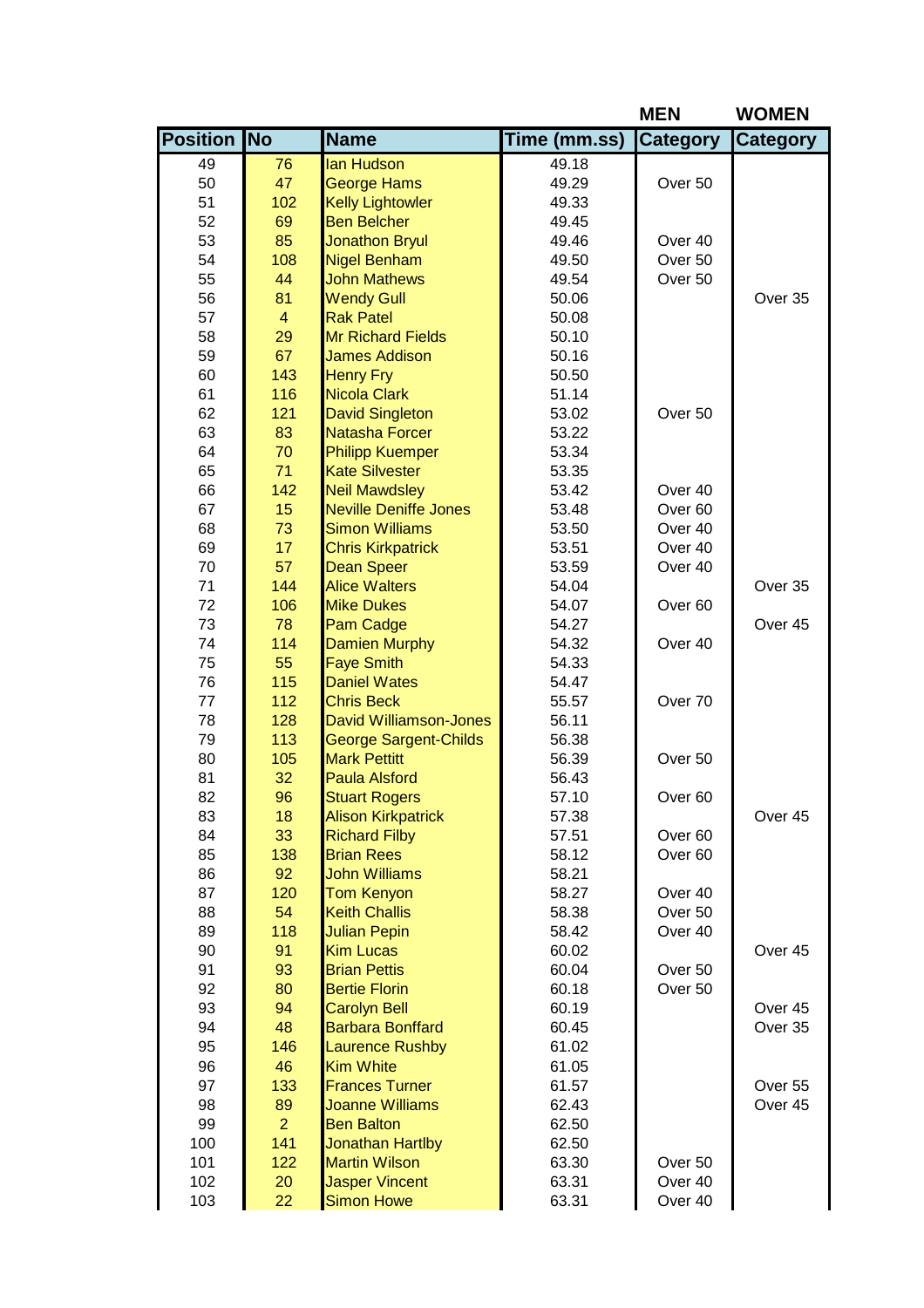| Position | No | Name | Time (mm.ss) | MEN Category | WOMEN Category |
|---|---|---|---|---|---|
| 49 | 76 | Ian Hudson | 49.18 | | |
| 50 | 47 | George Hams | 49.29 | Over 50 | |
| 51 | 102 | Kelly Lightowler | 49.33 | | |
| 52 | 69 | Ben Belcher | 49.45 | | |
| 53 | 85 | Jonathon Bryul | 49.46 | Over 40 | |
| 54 | 108 | Nigel Benham | 49.50 | Over 50 | |
| 55 | 44 | John Mathews | 49.54 | Over 50 | |
| 56 | 81 | Wendy Gull | 50.06 | | Over 35 |
| 57 | 4 | Rak Patel | 50.08 | | |
| 58 | 29 | Mr Richard Fields | 50.10 | | |
| 59 | 67 | James Addison | 50.16 | | |
| 60 | 143 | Henry Fry | 50.50 | | |
| 61 | 116 | Nicola Clark | 51.14 | | |
| 62 | 121 | David Singleton | 53.02 | Over 50 | |
| 63 | 83 | Natasha Forcer | 53.22 | | |
| 64 | 70 | Philipp Kuemper | 53.34 | | |
| 65 | 71 | Kate Silvester | 53.35 | | |
| 66 | 142 | Neil Mawdsley | 53.42 | Over 40 | |
| 67 | 15 | Neville Deniffe Jones | 53.48 | Over 60 | |
| 68 | 73 | Simon Williams | 53.50 | Over 40 | |
| 69 | 17 | Chris Kirkpatrick | 53.51 | Over 40 | |
| 70 | 57 | Dean Speer | 53.59 | Over 40 | |
| 71 | 144 | Alice Walters | 54.04 | | Over 35 |
| 72 | 106 | Mike Dukes | 54.07 | Over 60 | |
| 73 | 78 | Pam Cadge | 54.27 | | Over 45 |
| 74 | 114 | Damien Murphy | 54.32 | Over 40 | |
| 75 | 55 | Faye Smith | 54.33 | | |
| 76 | 115 | Daniel Wates | 54.47 | | |
| 77 | 112 | Chris Beck | 55.57 | Over 70 | |
| 78 | 128 | David Williamson-Jones | 56.11 | | |
| 79 | 113 | George Sargent-Childs | 56.38 | | |
| 80 | 105 | Mark Pettitt | 56.39 | Over 50 | |
| 81 | 32 | Paula Alsford | 56.43 | | |
| 82 | 96 | Stuart Rogers | 57.10 | Over 60 | |
| 83 | 18 | Alison Kirkpatrick | 57.38 | | Over 45 |
| 84 | 33 | Richard Filby | 57.51 | Over 60 | |
| 85 | 138 | Brian Rees | 58.12 | Over 60 | |
| 86 | 92 | John Williams | 58.21 | | |
| 87 | 120 | Tom Kenyon | 58.27 | Over 40 | |
| 88 | 54 | Keith Challis | 58.38 | Over 50 | |
| 89 | 118 | Julian Pepin | 58.42 | Over 40 | |
| 90 | 91 | Kim Lucas | 60.02 | | Over 45 |
| 91 | 93 | Brian Pettis | 60.04 | Over 50 | |
| 92 | 80 | Bertie Florin | 60.18 | Over 50 | |
| 93 | 94 | Carolyn Bell | 60.19 | | Over 45 |
| 94 | 48 | Barbara Bonffard | 60.45 | | Over 35 |
| 95 | 146 | Laurence Rushby | 61.02 | | |
| 96 | 46 | Kim White | 61.05 | | |
| 97 | 133 | Frances Turner | 61.57 | | Over 55 |
| 98 | 89 | Joanne Williams | 62.43 | | Over 45 |
| 99 | 2 | Ben Balton | 62.50 | | |
| 100 | 141 | Jonathan Hartlby | 62.50 | | |
| 101 | 122 | Martin Wilson | 63.30 | Over 50 | |
| 102 | 20 | Jasper Vincent | 63.31 | Over 40 | |
| 103 | 22 | Simon Howe | 63.31 | Over 40 | |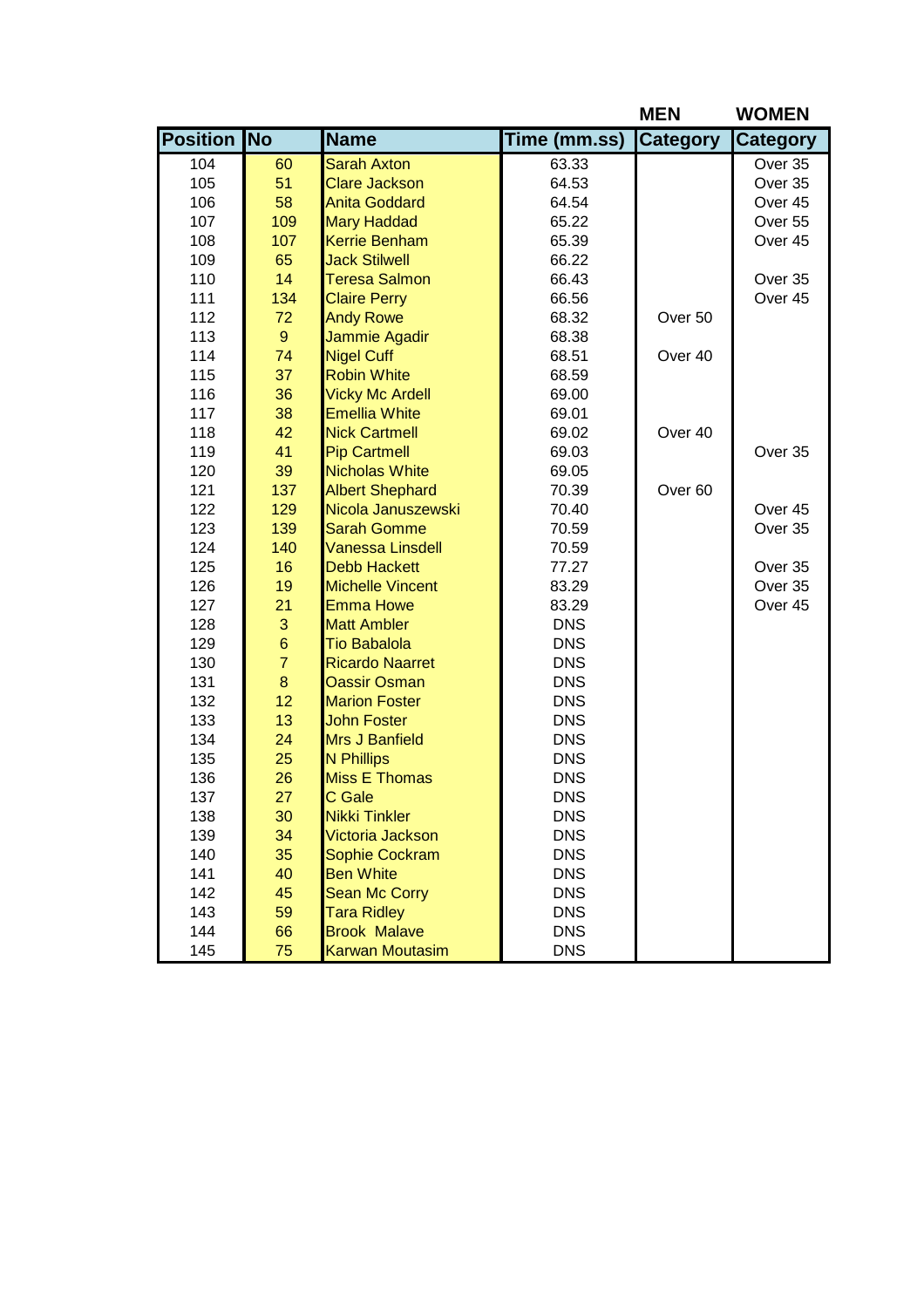| Position | No | Name | Time (mm.ss) | MEN Category | WOMEN Category |
|---|---|---|---|---|---|
| 104 | 60 | Sarah Axton | 63.33 | | Over 35 |
| 105 | 51 | Clare Jackson | 64.53 | | Over 35 |
| 106 | 58 | Anita Goddard | 64.54 | | Over 45 |
| 107 | 109 | Mary Haddad | 65.22 | | Over 55 |
| 108 | 107 | Kerrie Benham | 65.39 | | Over 45 |
| 109 | 65 | Jack Stilwell | 66.22 | | |
| 110 | 14 | Teresa Salmon | 66.43 | | Over 35 |
| 111 | 134 | Claire Perry | 66.56 | | Over 45 |
| 112 | 72 | Andy Rowe | 68.32 | Over 50 | |
| 113 | 9 | Jammie Agadir | 68.38 | | |
| 114 | 74 | Nigel Cuff | 68.51 | Over 40 | |
| 115 | 37 | Robin White | 68.59 | | |
| 116 | 36 | Vicky Mc Ardell | 69.00 | | |
| 117 | 38 | Emellia White | 69.01 | | |
| 118 | 42 | Nick Cartmell | 69.02 | Over 40 | |
| 119 | 41 | Pip Cartmell | 69.03 | | Over 35 |
| 120 | 39 | Nicholas White | 69.05 | | |
| 121 | 137 | Albert Shephard | 70.39 | Over 60 | |
| 122 | 129 | Nicola Januszewski | 70.40 | | Over 45 |
| 123 | 139 | Sarah Gomme | 70.59 | | Over 35 |
| 124 | 140 | Vanessa Linsdell | 70.59 | | |
| 125 | 16 | Debb Hackett | 77.27 | | Over 35 |
| 126 | 19 | Michelle Vincent | 83.29 | | Over 35 |
| 127 | 21 | Emma Howe | 83.29 | | Over 45 |
| 128 | 3 | Matt Ambler | DNS | | |
| 129 | 6 | Tio Babalola | DNS | | |
| 130 | 7 | Ricardo Naarret | DNS | | |
| 131 | 8 | Oassir Osman | DNS | | |
| 132 | 12 | Marion Foster | DNS | | |
| 133 | 13 | John Foster | DNS | | |
| 134 | 24 | Mrs J Banfield | DNS | | |
| 135 | 25 | N Phillips | DNS | | |
| 136 | 26 | Miss E Thomas | DNS | | |
| 137 | 27 | C Gale | DNS | | |
| 138 | 30 | Nikki Tinkler | DNS | | |
| 139 | 34 | Victoria Jackson | DNS | | |
| 140 | 35 | Sophie Cockram | DNS | | |
| 141 | 40 | Ben White | DNS | | |
| 142 | 45 | Sean Mc Corry | DNS | | |
| 143 | 59 | Tara Ridley | DNS | | |
| 144 | 66 | Brook Malave | DNS | | |
| 145 | 75 | Karwan Moutasim | DNS | | |